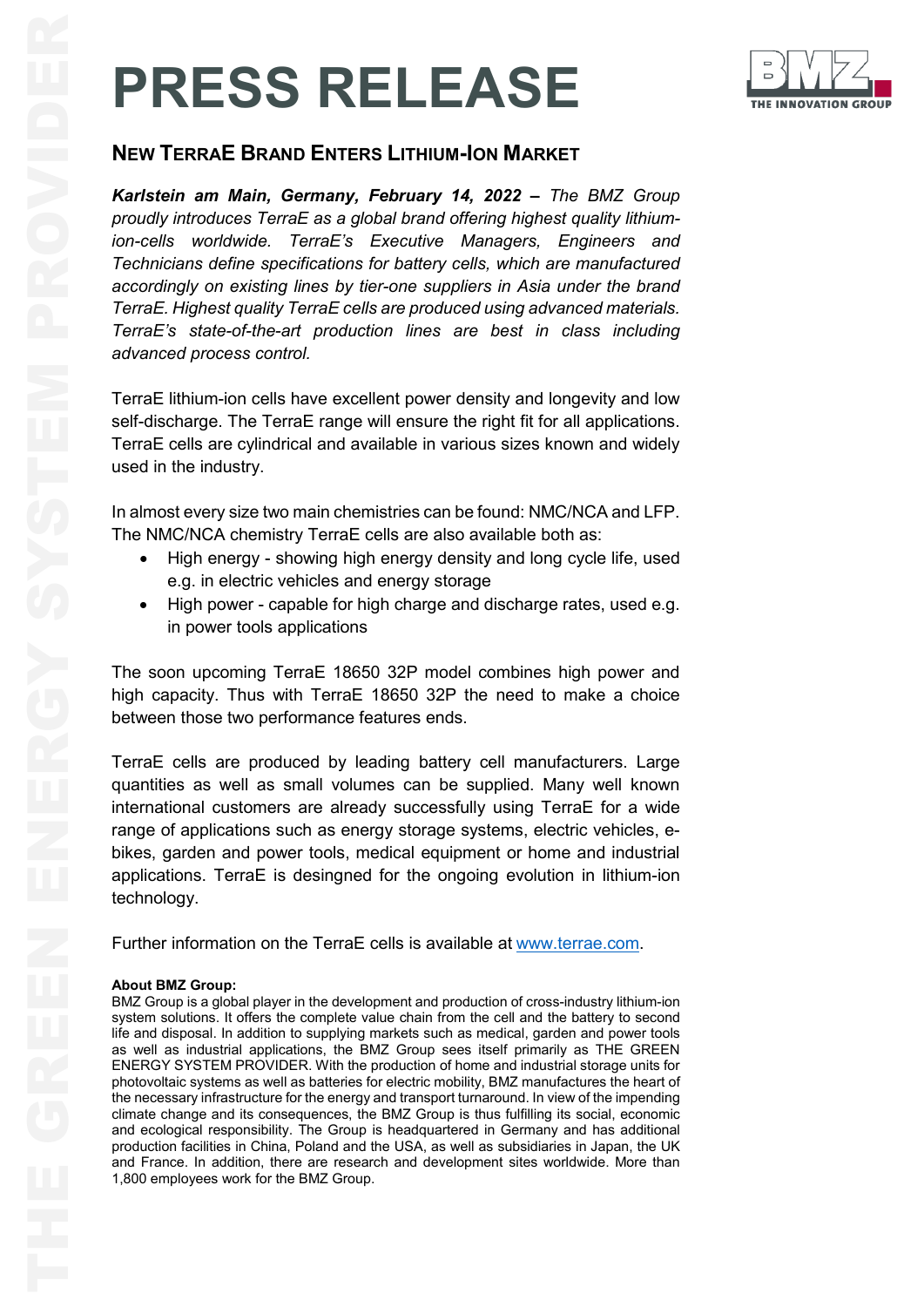# PRESS RELEASE

## NEW TERRAE BRAND ENTERS LITHIUM-ION MARKET

***Karlstein am Main, Germany, February 14, 2022 –** The BMZ Group proudly introduces TerraE as a global brand offering highest quality lithium-ion-cells worldwide. TerraE's Executive Managers, Engineers and Technicians define specifications for battery cells, which are manufactured accordingly on existing lines by tier-one suppliers in Asia under the brand TerraE. Highest quality TerraE cells are produced using advanced materials. TerraE's state-of-the-art production lines are best in class including advanced process control.*

TerraE lithium-ion cells have excellent power density and longevity and low self-discharge. The TerraE range will ensure the right fit for all applications. TerraE cells are cylindrical and available in various sizes known and widely used in the industry.

In almost every size two main chemistries can be found: NMC/NCA and LFP. The NMC/NCA chemistry TerraE cells are also available both as:

- High energy - showing high energy density and long cycle life, used e.g. in electric vehicles and energy storage
- High power - capable for high charge and discharge rates, used e.g. in power tools applications

The soon upcoming TerraE 18650 32P model combines high power and high capacity. Thus with TerraE 18650 32P the need to make a choice between those two performance features ends.

TerraE cells are produced by leading battery cell manufacturers. Large quantities as well as small volumes can be supplied. Many well known international customers are already successfully using TerraE for a wide range of applications such as energy storage systems, electric vehicles, e-bikes, garden and power tools, medical equipment or home and industrial applications. TerraE is desingned for the ongoing evolution in lithium-ion technology.

Further information on the TerraE cells is available at [www.terrae.com](http://www.terrae.com).

**About BMZ Group:**
BMZ Group is a global player in the development and production of cross-industry lithium-ion system solutions. It offers the complete value chain from the cell and the battery to second life and disposal. In addition to supplying markets such as medical, garden and power tools as well as industrial applications, the BMZ Group sees itself primarily as THE GREEN ENERGY SYSTEM PROVIDER. With the production of home and industrial storage units for photovoltaic systems as well as batteries for electric mobility, BMZ manufactures the heart of the necessary infrastructure for the energy and transport turnaround. In view of the impending climate change and its consequences, the BMZ Group is thus fulfilling its social, economic and ecological responsibility. The Group is headquartered in Germany and has additional production facilities in China, Poland and the USA, as well as subsidiaries in Japan, the UK and France. In addition, there are research and development sites worldwide. More than 1,800 employees work for the BMZ Group.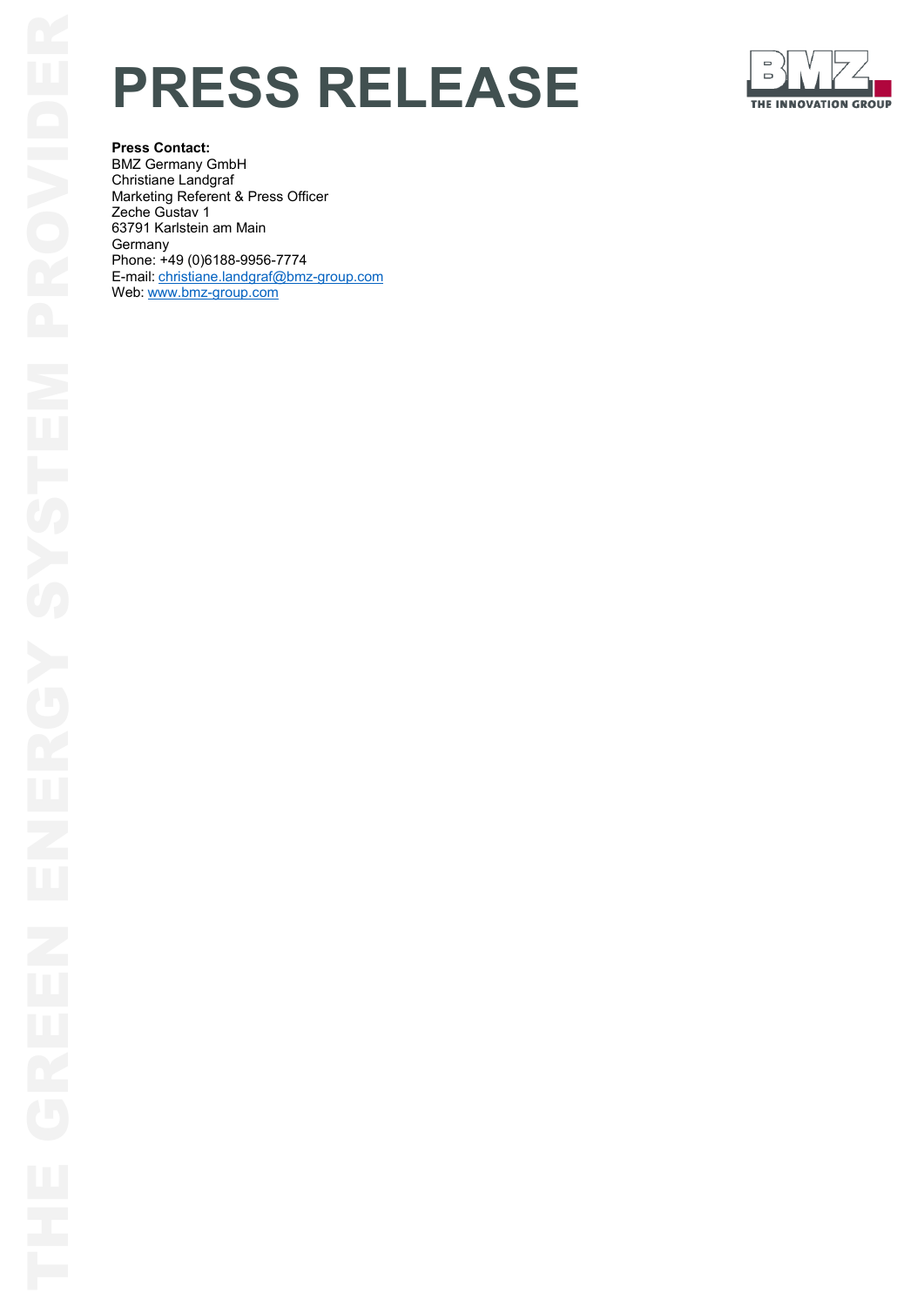# PRESS RELEASE

**Press Contact:**
BMZ Germany GmbH
Christiane Landgraf
Marketing Referent & Press Officer
Zeche Gustav 1
63791 Karlstein am Main
Germany
Phone: +49 (0)6188-9956-7774
E-mail: christiane.landgraf@bmz-group.com
Web: www.bmz-group.com